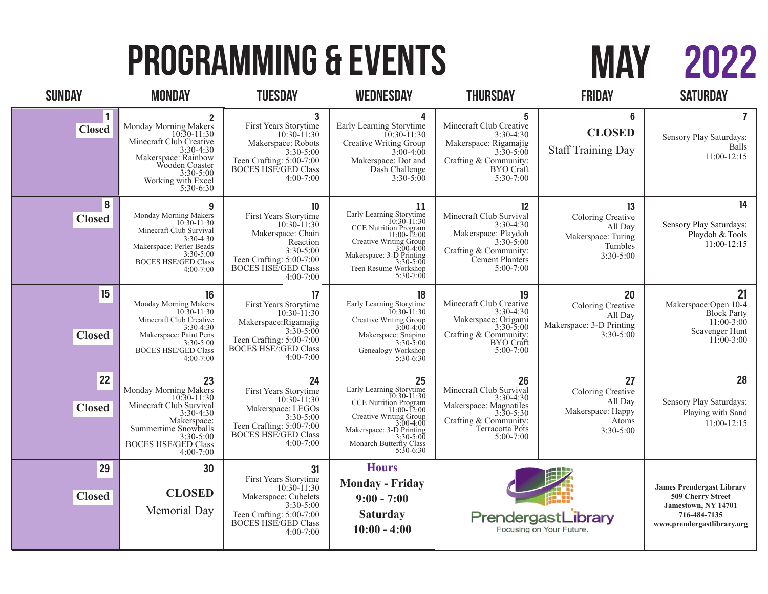# PROGRAMMING & EVENTS

# MAY 2022

| SUNDAY | MONDAY | TUESDAY | WEDNESDAY | THURSDAY | FRIDAY | SATURDAY |
|---|---|---|---|---|---|---|
| **1** Closed | **2** Monday Morning Makers 10:30-11:30<br>Minecraft Club Creative 3:30-4:30<br>Makerspace: Rainbow Wooden Coaster 3:30-5:00<br>Working with Excel 5:30-6:30 | **3** First Years Storytime 10:30-11:30<br>Makerspace: Robots 3:30-5:00<br>Teen Crafting: 5:00-7:00<br>BOCES HSE/GED Class 4:00-7:00 | **4** Early Learning Storytime 10:30-11:30<br>Creative Writing Group 3:00-4:00<br>Makerspace: Dot and Dash Challenge 3:30-5:00 | **5** Minecraft Club Creative 3:30-4:30<br>Makerspace: Rigamajig 3:30-5:00<br>Crafting & Community: BYO Craft 5:30-7:00 | **6** **CLOSED**<br>Staff Training Day | **7** Sensory Play Saturdays: Balls 11:00-12:15 |
| **8** Closed | **9** Monday Morning Makers 10:30-11:30<br>Minecraft Club Survival 3:30-4:30<br>Makerspace: Perler Beads 3:30-5:00<br>BOCES HSE/GED Class 4:00-7:00 | **10** First Years Storytime 10:30-11:30<br>Makerspace: Chain Reaction 3:30-5:00<br>Teen Crafting: 5:00-7:00<br>BOCES HSE/GED Class 4:00-7:00 | **11** Early Learning Storytime 10:30-11:30<br>CCE Nutrition Program 11:00-12:00<br>Creative Writing Group 3:00-4:00<br>Makerspace: 3-D Printing 3:30-5:00<br>Teen Resume Workshop 5:30-7:00 | **12** Minecraft Club Survival 3:30-4:30<br>Makerspace: Playdoh 3:30-5:00<br>Crafting & Community: Cement Planters 5:00-7:00 | **13** Coloring Creative All Day<br>Makerspace: Turing Tumbles 3:30-5:00 | **14** Sensory Play Saturdays: Playdoh & Tools 11:00-12:15 |
| **15** Closed | **16** Monday Morning Makers 10:30-11:30<br>Minecraft Club Creative 3:30-4:30<br>Makerspace: Paint Pens 3:30-5:00<br>BOCES HSE/GED Class 4:00-7:00 | **17** First Years Storytime 10:30-11:30<br>Makerspace:Rigamajig 3:30-5:00<br>Teen Crafting: 5:00-7:00<br>BOCES HSE/:GED Class 4:00-7:00 | **18** Early Learning Storytime 10:30-11:30<br>Creative Writing Group 3:00-4:00<br>Makerspace: Snapino 3:30-5:00<br>Genealogy Workshop 5:30-6:30 | **19** Minecraft Club Creative 3:30-4:30<br>Makerspace: Origami 3:30-5:00<br>Crafting & Community: BYO Craft 5:00-7:00 | **20** Coloring Creative All Day<br>Makerspace: 3-D Printing 3:30-5:00 | **21** Makerspace:Open 10-4<br>Block Party 11:00-3:00<br>Scavenger Hunt 11:00-3:00 |
| **22** Closed | **23** Monday Morning Makers 10:30-11:30<br>Minecraft Club Survival 3:30-4:30<br>Makerspace: Summertime Snowballs 3:30-5:00<br>BOCES HSE/GED Class 4:00-7:00 | **24** First Years Storytime 10:30-11:30<br>Makerspace: LEGOs 3:30-5:00<br>Teen Crafting: 5:00-7:00<br>BOCES HSE/GED Class 4:00-7:00 | **25** Early Learning Storytime 10:30-11:30<br>CCE Nutrition Program 11:00-12:00<br>Creative Writing Group 3:00-4:00<br>Makerspace: 3-D Printing 3:30-5:00<br>Monarch Butterfly Class 5:30-6:30 | **26** Minecraft Club Survival 3:30-4:30<br>Makerspace: Magnatiles 3:30-5:30<br>Crafting & Community: Terracotta Pots 5:00-7:00 | **27** Coloring Creative All Day<br>Makerspace: Happy Atoms 3:30-5:00 | **28** Sensory Play Saturdays: Playing with Sand 11:00-12:15 |
| **29** Closed | **30** **CLOSED**<br>Memorial Day | **31** First Years Storytime 10:30-11:30<br>Makerspace: Cubelets 3:30-5:00<br>Teen Crafting: 5:00-7:00<br>BOCES HSE/GED Class 4:00-7:00 | **Hours**<br>**Monday - Friday**<br>**9:00 - 7:00**<br>**Saturday**<br>**10:00 - 4:00** | PrendergastLibrary<br>Focusing on Your Future. | | **James Prendergast Library**<br>**509 Cherry Street**<br>**Jamestown, NY 14701**<br>**716-484-7135**<br>**www.prendergastlibrary.org** |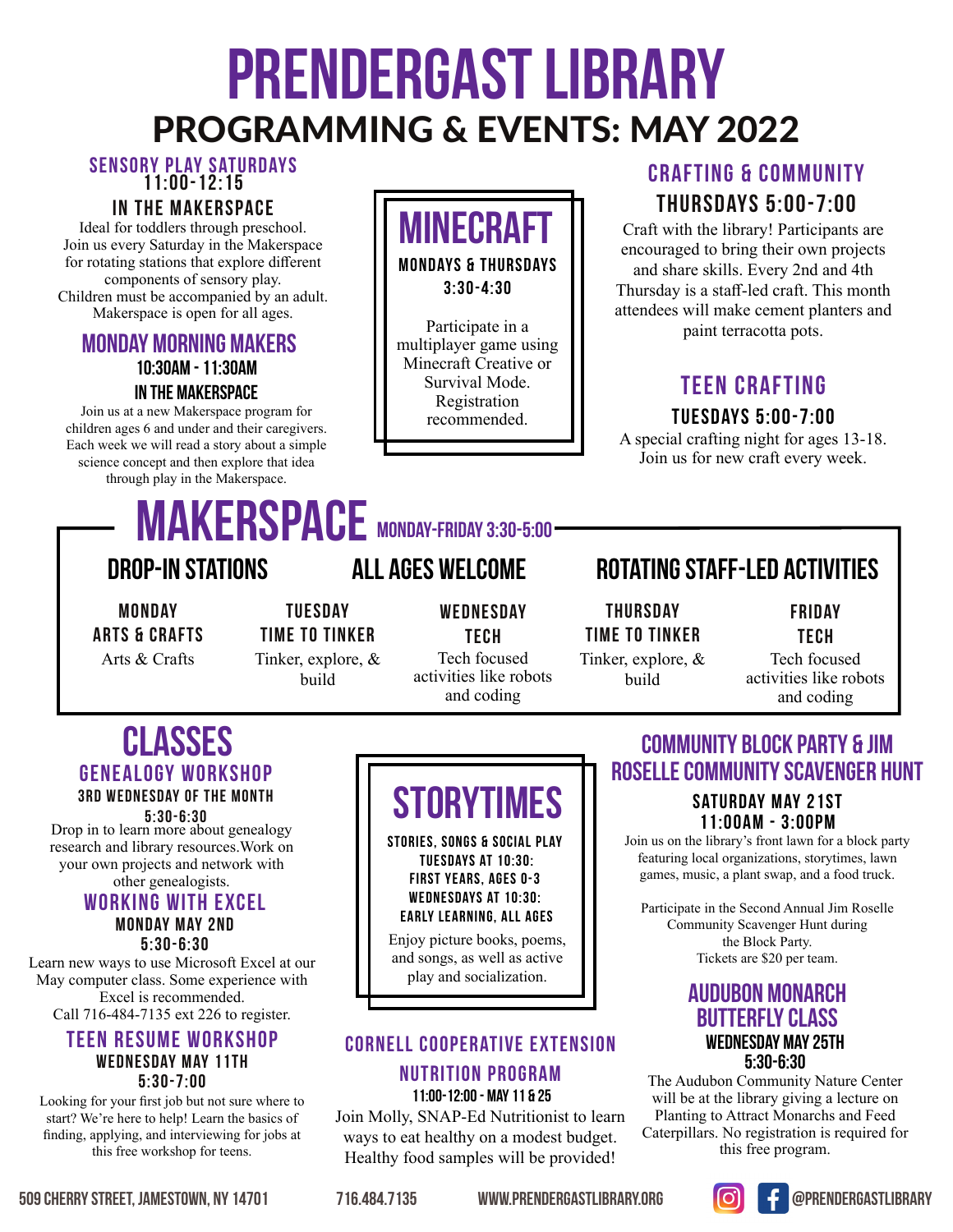# PRENDERGAST LIBRARY

## PROGRAMMING & EVENTS: MAY 2022

### SENSORY PLAY SATURDAYS

**11:00-12:15**

**IN THE MAKERSPACE**

Ideal for toddlers through preschool. Join us every Saturday in the Makerspace for rotating stations that explore different components of sensory play. Children must be accompanied by an adult. Makerspace is open for all ages.

### MONDAY MORNING MAKERS

**10:30AM - 11:30AM**

**IN THE MAKERSPACE**

Join us at a new Makerspace program for children ages 6 and under and their caregivers. Each week we will read a story about a simple science concept and then explore that idea through play in the Makerspace.

### MINECRAFT

**MONDAYS & THURSDAYS**

**3:30-4:30**

Participate in a multiplayer game using Minecraft Creative or Survival Mode. Registration recommended.

### CRAFTING & COMMUNITY

**THURSDAYS 5:00-7:00**

Craft with the library! Participants are encouraged to bring their own projects and share skills. Every 2nd and 4th Thursday is a staff-led craft. This month attendees will make cement planters and paint terracotta pots.

### TEEN CRAFTING

**TUESDAYS 5:00-7:00**

A special crafting night for ages 13-18. Join us for new craft every week.

## MAKERSPACE MONDAY-FRIDAY 3:30-5:00

**DROP-IN STATIONS** | **ALL AGES WELCOME** | **ROTATING STAFF-LED ACTIVITIES**

| MONDAY | TUESDAY | WEDNESDAY | THURSDAY | FRIDAY |
|---|---|---|---|---|
| ARTS & CRAFTS | TIME TO TINKER | TECH | TIME TO TINKER | TECH |
| Arts & Crafts | Tinker, explore, & build | Tech focused activities like robots and coding | Tinker, explore, & build | Tech focused activities like robots and coding |

## CLASSES

### GENEALOGY WORKSHOP

**3RD WEDNESDAY OF THE MONTH**

**5:30-6:30**

Drop in to learn more about genealogy research and library resources.Work on your own projects and network with other genealogists.

### WORKING WITH EXCEL

**MONDAY MAY 2ND**

**5:30-6:30**

Learn new ways to use Microsoft Excel at our May computer class. Some experience with Excel is recommended. Call 716-484-7135 ext 226 to register.

### TEEN RESUME WORKSHOP

**WEDNESDAY MAY 11TH**

**5:30-7:00**

Looking for your first job but not sure where to start? We're here to help! Learn the basics of finding, applying, and interviewing for jobs at this free workshop for teens.

### STORYTIMES

**STORIES, SONGS & SOCIAL PLAY**

**TUESDAYS AT 10:30: FIRST YEARS, AGES 0-3**

**WEDNESDAYS AT 10:30: EARLY LEARNING, ALL AGES**

Enjoy picture books, poems, and songs, as well as active play and socialization.

### CORNELL COOPERATIVE EXTENSION NUTRITION PROGRAM

**11:00-12:00 - MAY 11 & 25**

Join Molly, SNAP-Ed Nutritionist to learn ways to eat healthy on a modest budget. Healthy food samples will be provided!

### COMMUNITY BLOCK PARTY & JIM ROSELLE COMMUNITY SCAVENGER HUNT

**SATURDAY MAY 21ST**

**11:00AM - 3:00PM**

Join us on the library's front lawn for a block party featuring local organizations, storytimes, lawn games, music, a plant swap, and a food truck.

Participate in the Second Annual Jim Roselle Community Scavenger Hunt during the Block Party. Tickets are $20 per team.

### AUDUBON MONARCH BUTTERFLY CLASS

**WEDNESDAY MAY 25TH**

**5:30-6:30**

The Audubon Community Nature Center will be at the library giving a lecture on Planting to Attract Monarchs and Feed Caterpillars. No registration is required for this free program.

509 CHERRY STREET, JAMESTOWN, NY 14701 | 716.484.7135 | WWW.PRENDERGASTLIBRARY.ORG | @PRENDERGASTLIBRARY